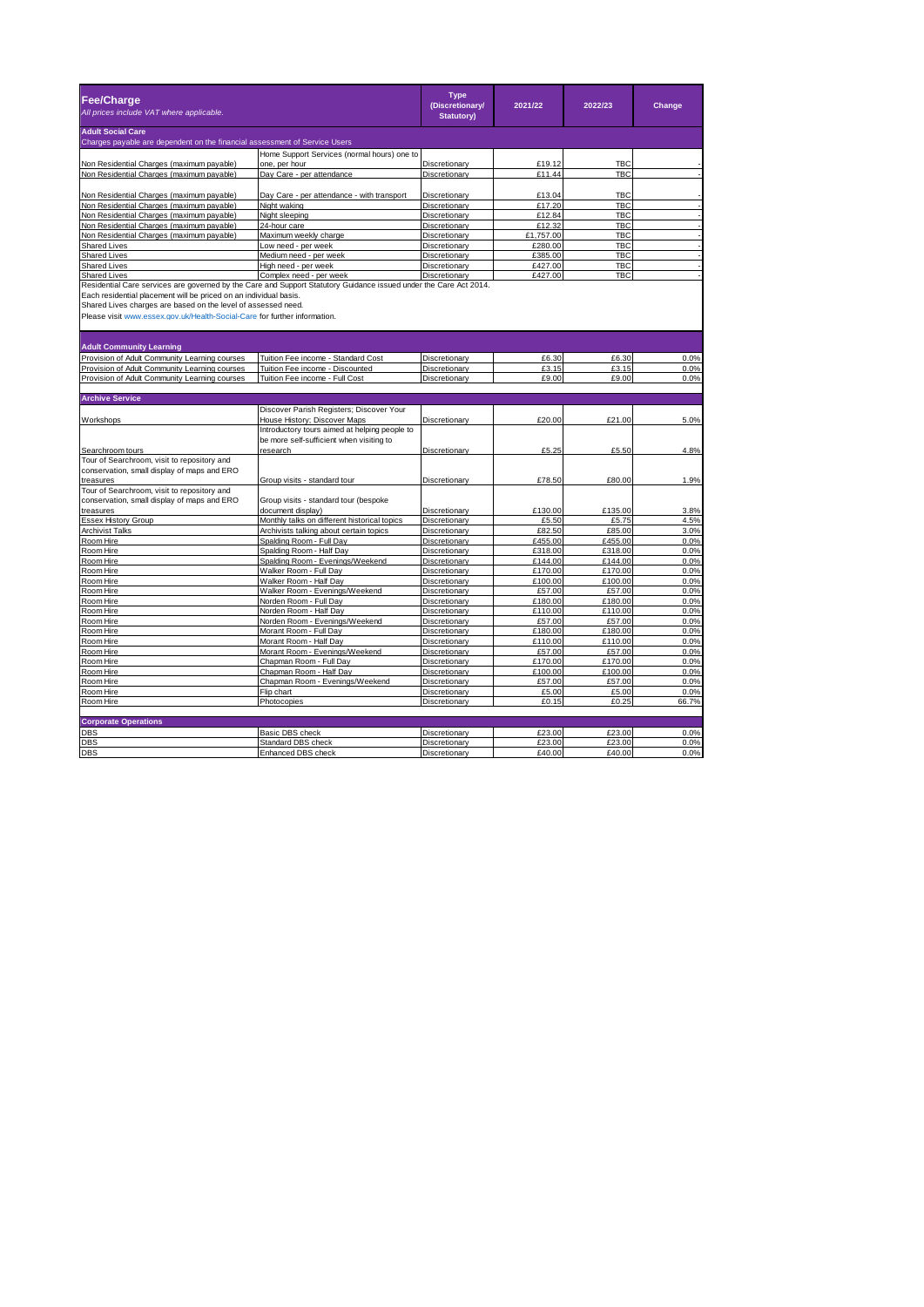| Fee/Charge<br>*All prices include VAT where applicable.* | | Type (Discretionary/ Statutory) | 2021/22 | 2022/23 | Change |
|---|---|---|---|---|---|
| **Adult Social Care** | | | | | |
| Charges payable are dependent on the financial assessment of Service Users | | | | | |
| Non Residential Charges (maximum payable) | Home Support Services (normal hours) one to one, per hour | Discretionary | £19.12 | TBC | - |
| Non Residential Charges (maximum payable) | Day Care - per attendance | Discretionary | £11.44 | TBC | - |
| Non Residential Charges (maximum payable) | Day Care - per attendance - with transport | Discretionary | £13.04 | TBC | - |
| Non Residential Charges (maximum payable) | Night waking | Discretionary | £17.20 | TBC | - |
| Non Residential Charges (maximum payable) | Night sleeping | Discretionary | £12.84 | TBC | - |
| Non Residential Charges (maximum payable) | 24-hour care | Discretionary | £12.32 | TBC | - |
| Non Residential Charges (maximum payable) | Maximum weekly charge | Discretionary | £1,757.00 | TBC | - |
| Shared Lives | Low need - per week | Discretionary | £280.00 | TBC | - |
| Shared Lives | Medium need - per week | Discretionary | £385.00 | TBC | - |
| Shared Lives | High need - per week | Discretionary | £427.00 | TBC | - |
| Shared Lives | Complex need - per week | Discretionary | £427.00 | TBC | - |
| Residential Care services are governed by the Care and Support Statutory Guidance issued under the Care Act 2014.<br>Each residential placement will be priced on an individual basis.<br>Shared Lives charges are based on the level of assessed need.<br>Please visit www.essex.gov.uk/Health-Social-Care for further information. | | | | | |
| **Adult Community Learning** | | | | | |
| Provision of Adult Community Learning courses | Tuition Fee income - Standard Cost | Discretionary | £6.30 | £6.30 | 0.0% |
| Provision of Adult Community Learning courses | Tuition Fee income - Discounted | Discretionary | £3.15 | £3.15 | 0.0% |
| Provision of Adult Community Learning courses | Tuition Fee income - Full Cost | Discretionary | £9.00 | £9.00 | 0.0% |
| **Archive Service** | | | | | |
| Workshops | Discover Parish Registers; Discover Your House History; Discover Maps | Discretionary | £20.00 | £21.00 | 5.0% |
| Searchroom tours | Introductory tours aimed at helping people to be more self-sufficient when visiting to research | Discretionary | £5.25 | £5.50 | 4.8% |
| Tour of Searchroom, visit to repository and conservation, small display of maps and ERO treasures | Group visits - standard tour | Discretionary | £78.50 | £80.00 | 1.9% |
| Tour of Searchroom, visit to repository and conservation, small display of maps and ERO treasures | Group visits - standard tour (bespoke document display) | Discretionary | £130.00 | £135.00 | 3.8% |
| Essex History Group | Monthly talks on different historical topics | Discretionary | £5.50 | £5.75 | 4.5% |
| Archivist Talks | Archivists talking about certain topics | Discretionary | £82.50 | £85.00 | 3.0% |
| Room Hire | Spalding Room - Full Day | Discretionary | £455.00 | £455.00 | 0.0% |
| Room Hire | Spalding Room - Half Day | Discretionary | £318.00 | £318.00 | 0.0% |
| Room Hire | Spalding Room - Evenings/Weekend | Discretionary | £144.00 | £144.00 | 0.0% |
| Room Hire | Walker Room - Full Day | Discretionary | £170.00 | £170.00 | 0.0% |
| Room Hire | Walker Room - Half Day | Discretionary | £100.00 | £100.00 | 0.0% |
| Room Hire | Walker Room - Evenings/Weekend | Discretionary | £57.00 | £57.00 | 0.0% |
| Room Hire | Norden Room - Full Day | Discretionary | £180.00 | £180.00 | 0.0% |
| Room Hire | Norden Room - Half Day | Discretionary | £110.00 | £110.00 | 0.0% |
| Room Hire | Norden Room - Evenings/Weekend | Discretionary | £57.00 | £57.00 | 0.0% |
| Room Hire | Morant Room - Full Day | Discretionary | £180.00 | £180.00 | 0.0% |
| Room Hire | Morant Room - Half Day | Discretionary | £110.00 | £110.00 | 0.0% |
| Room Hire | Morant Room - Evenings/Weekend | Discretionary | £57.00 | £57.00 | 0.0% |
| Room Hire | Chapman Room - Full Day | Discretionary | £170.00 | £170.00 | 0.0% |
| Room Hire | Chapman Room - Half Day | Discretionary | £100.00 | £100.00 | 0.0% |
| Room Hire | Chapman Room - Evenings/Weekend | Discretionary | £57.00 | £57.00 | 0.0% |
| Room Hire | Flip chart | Discretionary | £5.00 | £5.00 | 0.0% |
| Room Hire | Photocopies | Discretionary | £0.15 | £0.25 | 66.7% |
| **Corporate Operations** | | | | | |
| DBS | Basic DBS check | Discretionary | £23.00 | £23.00 | 0.0% |
| DBS | Standard DBS check | Discretionary | £23.00 | £23.00 | 0.0% |
| DBS | Enhanced DBS check | Discretionary | £40.00 | £40.00 | 0.0% |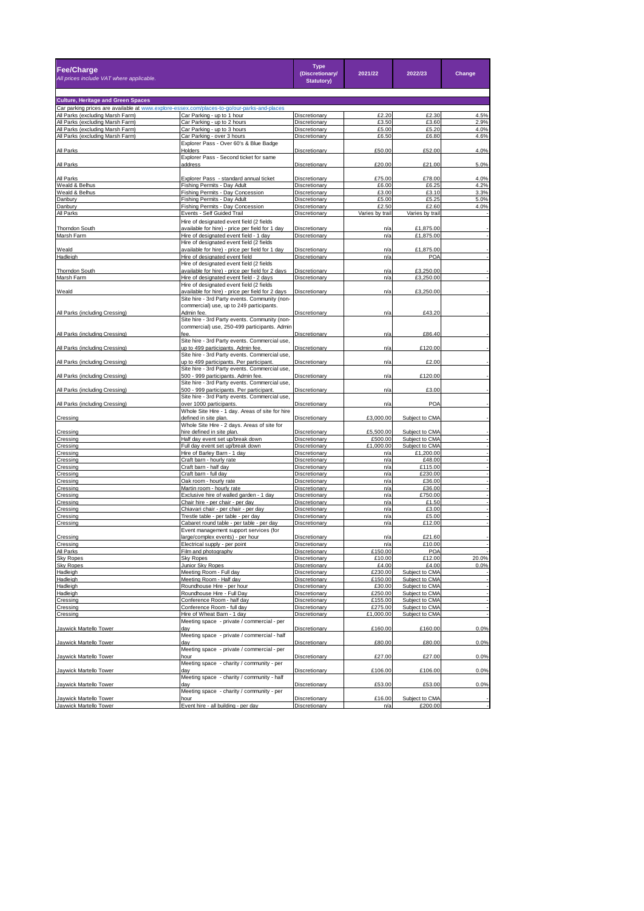| Fee/Charge<br>*All prices include VAT where applicable.* | | Type (Discretionary/ Statutory) | 2021/22 | 2022/23 | Change |
|---|---|---|---|---|---|
| **Culture, Heritage and Green Spaces** | | | | | |
| Car parking prices are available at www.explore-essex.com/places-to-go/our-parks-and-places | | | | | |
| All Parks (excluding Marsh Farm) | Car Parking - up to 1 hour | Discretionary | £2.20 | £2.30 | 4.5% |
| All Parks (excluding Marsh Farm) | Car Parking - up to 2 hours | Discretionary | £3.50 | £3.60 | 2.9% |
| All Parks (excluding Marsh Farm) | Car Parking - up to 3 hours | Discretionary | £5.00 | £5.20 | 4.0% |
| All Parks (excluding Marsh Farm) | Car Parking - over 3 hours | Discretionary | £6.50 | £6.80 | 4.6% |
| All Parks | Explorer Pass - Over 60's & Blue Badge Holders | Discretionary | £50.00 | £52.00 | 4.0% |
| All Parks | Explorer Pass - Second ticket for same address | Discretionary | £20.00 | £21.00 | 5.0% |
| All Parks | Explorer Pass - standard annual ticket | Discretionary | £75.00 | £78.00 | 4.0% |
| Weald & Belhus | Fishing Permits - Day Adult | Discretionary | £6.00 | £6.25 | 4.2% |
| Weald & Belhus | Fishing Permits - Day Concession | Discretionary | £3.00 | £3.10 | 3.3% |
| Danbury | Fishing Permits - Day Adult | Discretionary | £5.00 | £5.25 | 5.0% |
| Danbury | Fishing Permits - Day Concession | Discretionary | £2.50 | £2.60 | 4.0% |
| All Parks | Events - Self Guided Trail | Discretionary | Varies by trail | Varies by trail | - |
| Thorndon South | Hire of designated event field (2 fields available for hire) - price per field for 1 day | Discretionary | n/a | £1,875.00 | - |
| Marsh Farm | Hire of designated event field - 1 day | Discretionary | n/a | £1,875.00 | - |
| Weald | Hire of designated event field (2 fields available for hire) - price per field for 1 day | Discretionary | n/a | £1,875.00 | - |
| Hadleigh | Hire of designated event field | Discretionary | n/a | POA | - |
| Thorndon South | Hire of designated event field (2 fields available for hire) - price per field for 2 days | Discretionary | n/a | £3,250.00 | - |
| Marsh Farm | Hire of designated event field - 2 days | Discretionary | n/a | £3,250.00 | - |
| Weald | Hire of designated event field (2 fields available for hire) - price per field for 2 days | Discretionary | n/a | £3,250.00 | - |
| All Parks (including Cressing) | Site hire - 3rd Party events. Community (non-commercial) use, up to 249 participants. Admin fee. | Discretionary | n/a | £43.20 | - |
| All Parks (including Cressing) | Site hire - 3rd Party events. Community (non-commercial) use, 250-499 participants. Admin fee. | Discretionary | n/a | £86.40 | - |
| All Parks (including Cressing) | Site hire - 3rd Party events. Commercial use, up to 499 participants. Admin fee. | Discretionary | n/a | £120.00 | - |
| All Parks (including Cressing) | Site hire - 3rd Party events. Commercial use, up to 499 participants. Per participant. | Discretionary | n/a | £2.00 | - |
| All Parks (including Cressing) | Site hire - 3rd Party events. Commercial use, 500 - 999 participants. Admin fee. | Discretionary | n/a | £120.00 | - |
| All Parks (including Cressing) | Site hire - 3rd Party events. Commercial use, 500 - 999 participants. Per participant. | Discretionary | n/a | £3.00 | - |
| All Parks (including Cressing) | Site hire - 3rd Party events. Commercial use, over 1000 participants. | Discretionary | n/a | POA | - |
| Cressing | Whole Site Hire - 1 day. Areas of site for hire defined in site plan. | Discretionary | £3,000.00 | Subject to CMA | - |
| Cressing | Whole Site Hire - 2 days. Areas of site for hire defined in site plan. | Discretionary | £5,500.00 | Subject to CMA | - |
| Cressing | Half day event set up/break down | Discretionary | £500.00 | Subject to CMA | - |
| Cressing | Full day event set up/break down | Discretionary | £1,000.00 | Subject to CMA | - |
| Cressing | Hire of Barley Barn - 1 day | Discretionary | n/a | £1,200.00 | - |
| Cressing | Craft barn - hourly rate | Discretionary | n/a | £48.00 | - |
| Cressing | Craft barn - half day | Discretionary | n/a | £115.00 | - |
| Cressing | Craft barn - full day | Discretionary | n/a | £230.00 | - |
| Cressing | Oak room - hourly rate | Discretionary | n/a | £36.00 | - |
| Cressing | Martin room - hourly rate | Discretionary | n/a | £36.00 | - |
| Cressing | Exclusive hire of walled garden - 1 day | Discretionary | n/a | £750.00 | - |
| Cressing | Chair hire - per chair - per day | Discretionary | n/a | £1.50 | - |
| Cressing | Chiavari chair - per chair - per day | Discretionary | n/a | £3.00 | - |
| Cressing | Trestle table - per table - per day | Discretionary | n/a | £5.00 | - |
| Cressing | Cabaret round table - per table - per day | Discretionary | n/a | £12.00 | - |
| Cressing | Event management support services (for large/complex events) - per hour | Discretionary | n/a | £21.60 | - |
| Cressing | Electrical supply - per point | Discretionary | n/a | £10.00 | - |
| All Parks | Film and photography | Discretionary | £150.00 | POA | - |
| Sky Ropes | Sky Ropes | Discretionary | £10.00 | £12.00 | 20.0% |
| Sky Ropes | Junior Sky Ropes | Discretionary | £4.00 | £4.00 | 0.0% |
| Hadleigh | Meeting Room - Full day | Discretionary | £230.00 | Subject to CMA | - |
| Hadleigh | Meeting Room - Half day | Discretionary | £150.00 | Subject to CMA | - |
| Hadleigh | Roundhouse Hire - per hour | Discretionary | £30.00 | Subject to CMA | - |
| Hadleigh | Roundhouse Hire - Full Day | Discretionary | £250.00 | Subject to CMA | - |
| Cressing | Conference Room - half day | Discretionary | £155.00 | Subject to CMA | - |
| Cressing | Conference Room - full day | Discretionary | £275.00 | Subject to CMA | - |
| Cressing | Hire of Wheat Barn - 1 day | Discretionary | £1,000.00 | Subject to CMA | - |
| Jaywick Martello Tower | Meeting space - private / commercial - per day | Discretionary | £160.00 | £160.00 | 0.0% |
| Jaywick Martello Tower | Meeting space - private / commercial - half day | Discretionary | £80.00 | £80.00 | 0.0% |
| Jaywick Martello Tower | Meeting space - private / commercial - per hour | Discretionary | £27.00 | £27.00 | 0.0% |
| Jaywick Martello Tower | Meeting space - charity / community - per day | Discretionary | £106.00 | £106.00 | 0.0% |
| Jaywick Martello Tower | Meeting space - charity / community - half day | Discretionary | £53.00 | £53.00 | 0.0% |
| Jaywick Martello Tower | Meeting space - charity / community - per hour | Discretionary | £16.00 | Subject to CMA | - |
| Jaywick Martello Tower | Event hire - all building - per day | Discretionary | n/a | £200.00 | - |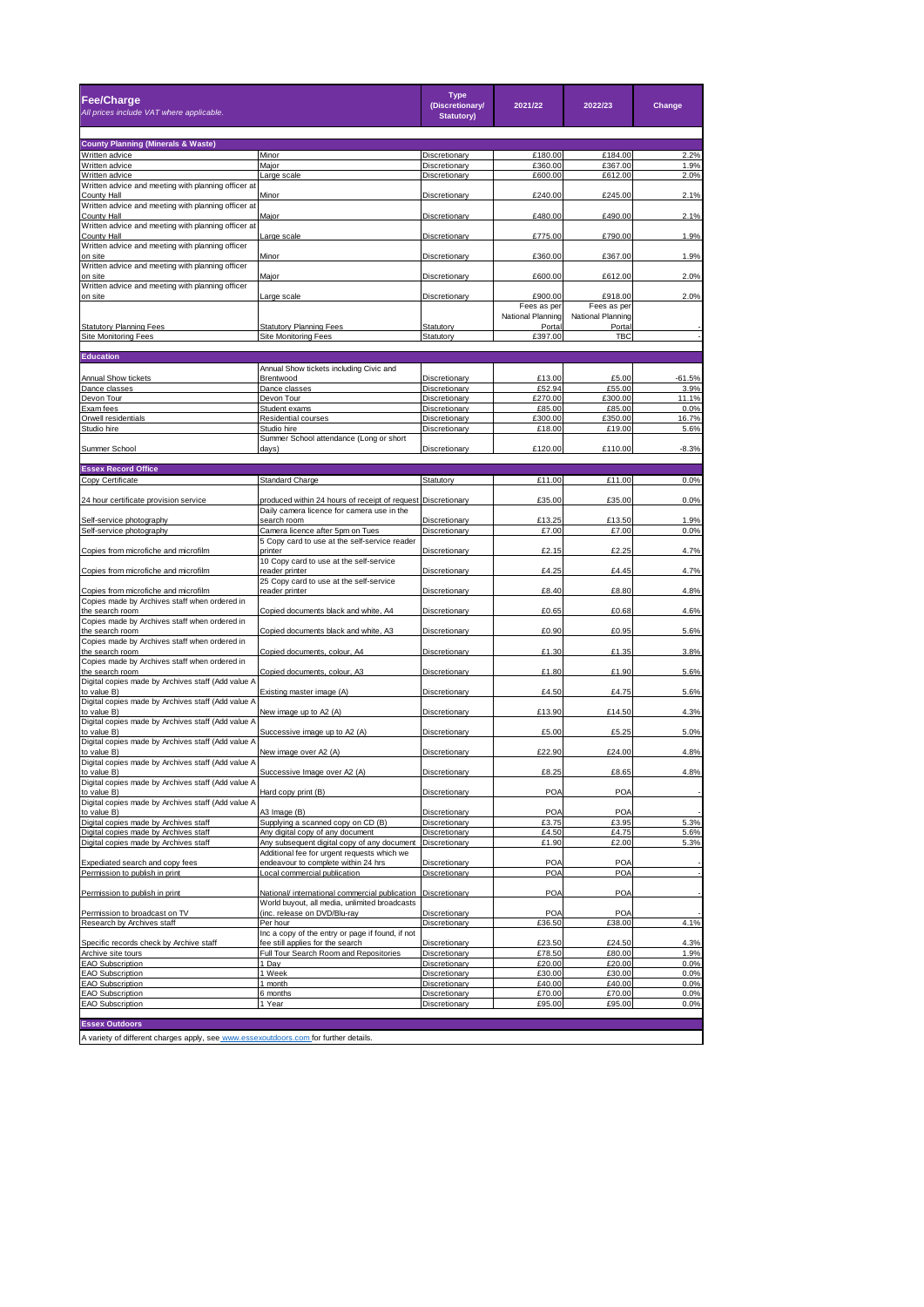| Fee/Charge<br>*All prices include VAT where applicable.* | | Type (Discretionary/ Statutory) | 2021/22 | 2022/23 | Change |
|---|---|---|---|---|---|
| **County Planning (Minerals & Waste)** | | | | | |
| Written advice | Minor | Discretionary | £180.00 | £184.00 | 2.2% |
| Written advice | Major | Discretionary | £360.00 | £367.00 | 1.9% |
| Written advice | Large scale | Discretionary | £600.00 | £612.00 | 2.0% |
| Written advice and meeting with planning officer at County Hall | Minor | Discretionary | £240.00 | £245.00 | 2.1% |
| Written advice and meeting with planning officer at County Hall | Major | Discretionary | £480.00 | £490.00 | 2.1% |
| Written advice and meeting with planning officer at County Hall | Large scale | Discretionary | £775.00 | £790.00 | 1.9% |
| Written advice and meeting with planning officer on site | Minor | Discretionary | £360.00 | £367.00 | 1.9% |
| Written advice and meeting with planning officer on site | Major | Discretionary | £600.00 | £612.00 | 2.0% |
| Written advice and meeting with planning officer on site | Large scale | Discretionary | £900.00 | £918.00 | 2.0% |
| Statutory Planning Fees | Statutory Planning Fees | Statutory | Fees as per National Planning Portal | Fees as per National Planning Portal | - |
| Site Monitoring Fees | Site Monitoring Fees | Statutory | £397.00 | TBC | - |
| **Education** | | | | | |
| Annual Show tickets | Annual Show tickets including Civic and Brentwood | Discretionary | £13.00 | £5.00 | -61.5% |
| Dance classes | Dance classes | Discretionary | £52.94 | £55.00 | 3.9% |
| Devon Tour | Devon Tour | Discretionary | £270.00 | £300.00 | 11.1% |
| Exam fees | Student exams | Discretionary | £85.00 | £85.00 | 0.0% |
| Orwell residentials | Residential courses | Discretionary | £300.00 | £350.00 | 16.7% |
| Studio hire | Studio hire | Discretionary | £18.00 | £19.00 | 5.6% |
| Summer School | Summer School attendance (Long or short days) | Discretionary | £120.00 | £110.00 | -8.3% |
| **Essex Record Office** | | | | | |
| Copy Certificate | Standard Charge | Statutory | £11.00 | £11.00 | 0.0% |
| 24 hour certificate provision service | produced within 24 hours of receipt of request | Discretionary | £35.00 | £35.00 | 0.0% |
| Self-service photography | Daily camera licence for camera use in the search room | Discretionary | £13.25 | £13.50 | 1.9% |
| Self-service photography | Camera licence after 5pm on Tues | Discretionary | £7.00 | £7.00 | 0.0% |
| Copies from microfiche and microfilm | 5 Copy card to use at the self-service reader printer | Discretionary | £2.15 | £2.25 | 4.7% |
| Copies from microfiche and microfilm | 10 Copy card to use at the self-service reader printer | Discretionary | £4.25 | £4.45 | 4.7% |
| Copies from microfiche and microfilm | 25 Copy card to use at the self-service reader printer | Discretionary | £8.40 | £8.80 | 4.8% |
| Copies made by Archives staff when ordered in the search room | Copied documents black and white, A4 | Discretionary | £0.65 | £0.68 | 4.6% |
| Copies made by Archives staff when ordered in the search room | Copied documents black and white, A3 | Discretionary | £0.90 | £0.95 | 5.6% |
| Copies made by Archives staff when ordered in the search room | Copied documents, colour, A4 | Discretionary | £1.30 | £1.35 | 3.8% |
| Copies made by Archives staff when ordered in the search room | Copied documents, colour, A3 | Discretionary | £1.80 | £1.90 | 5.6% |
| Digital copies made by Archives staff (Add value A to value B) | Existing master image (A) | Discretionary | £4.50 | £4.75 | 5.6% |
| Digital copies made by Archives staff (Add value A to value B) | New image up to A2 (A) | Discretionary | £13.90 | £14.50 | 4.3% |
| Digital copies made by Archives staff (Add value A to value B) | Successive image up to A2 (A) | Discretionary | £5.00 | £5.25 | 5.0% |
| Digital copies made by Archives staff (Add value A to value B) | New image over A2 (A) | Discretionary | £22.90 | £24.00 | 4.8% |
| Digital copies made by Archives staff (Add value A to value B) | Successive Image over A2 (A) | Discretionary | £8.25 | £8.65 | 4.8% |
| Digital copies made by Archives staff (Add value A to value B) | Hard copy print (B) | Discretionary | POA | POA | - |
| Digital copies made by Archives staff (Add value A to value B) | A3 Image (B) | Discretionary | POA | POA | - |
| Digital copies made by Archives staff | Supplying a scanned copy on CD (B) | Discretionary | £3.75 | £3.95 | 5.3% |
| Digital copies made by Archives staff | Any digital copy of any document | Discretionary | £4.50 | £4.75 | 5.6% |
| Digital copies made by Archives staff | Any subsequent digital copy of any document | Discretionary | £1.90 | £2.00 | 5.3% |
| Expediated search and copy fees | Additional fee for urgent requests which we endeavour to complete within 24 hrs | Discretionary | POA | POA | - |
| Permission to publish in print | Local commercial publication | Discretionary | POA | POA | - |
| Permission to publish in print | National/ international commercial publication | Discretionary | POA | POA | - |
| Permission to broadcast on TV | World buyout, all media, unlimited broadcasts (inc. release on DVD/Blu-ray | Discretionary | POA | POA | - |
| Research by Archives staff | Per hour | Discretionary | £36.50 | £38.00 | 4.1% |
| Specific records check by Archive staff | Inc a copy of the entry or page if found, if not fee still applies for the search | Discretionary | £23.50 | £24.50 | 4.3% |
| Archive site tours | Full Tour Search Room and Repositories | Discretionary | £78.50 | £80.00 | 1.9% |
| EAO Subscription | 1 Day | Discretionary | £20.00 | £20.00 | 0.0% |
| EAO Subscription | 1 Week | Discretionary | £30.00 | £30.00 | 0.0% |
| EAO Subscription | 1 month | Discretionary | £40.00 | £40.00 | 0.0% |
| EAO Subscription | 6 months | Discretionary | £70.00 | £70.00 | 0.0% |
| EAO Subscription | 1 Year | Discretionary | £95.00 | £95.00 | 0.0% |
| **Essex Outdoors** | | | | | |
| A variety of different charges apply, see www.essexoutdoors.com for further details. | | | | | |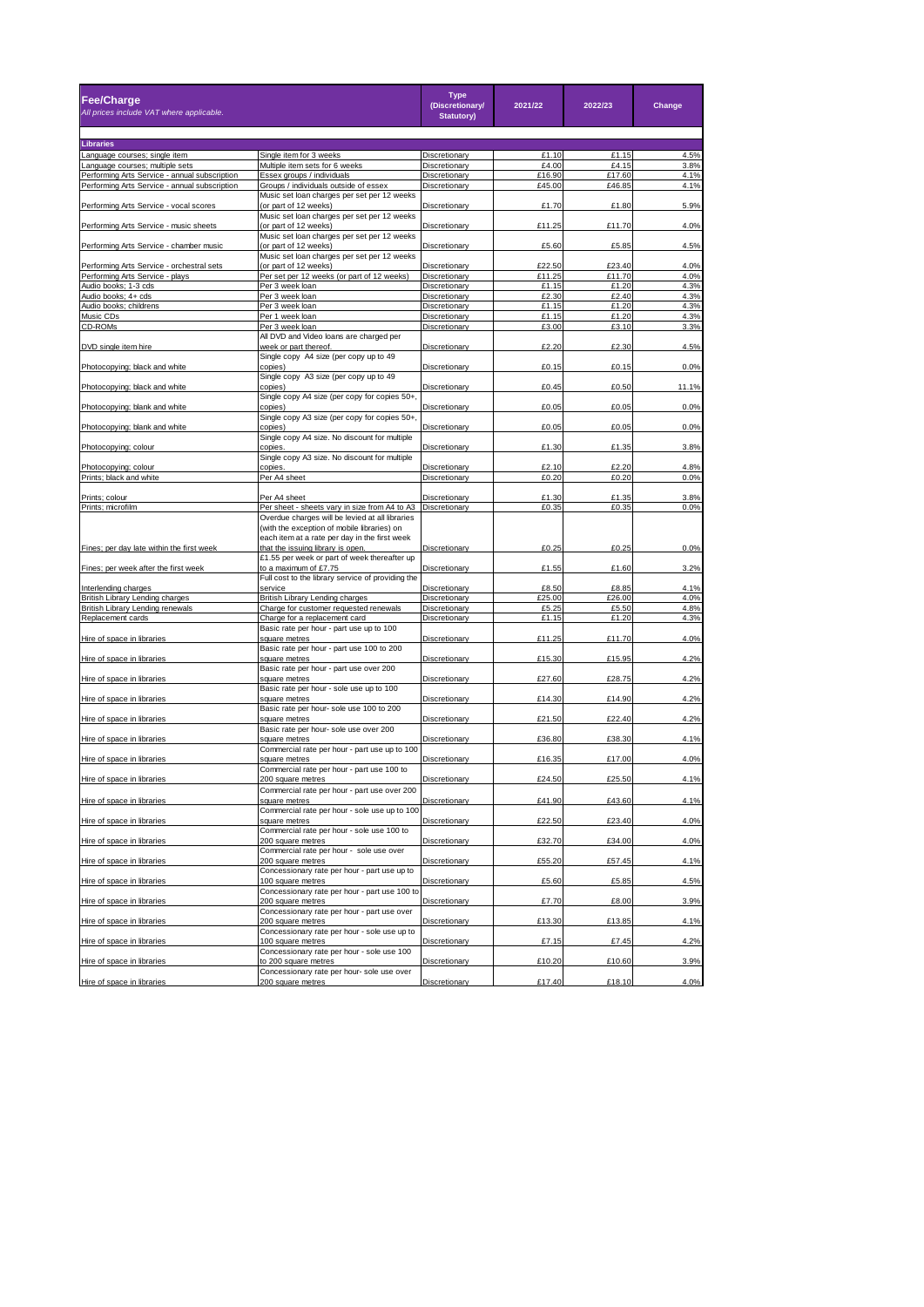| **Fee/Charge**<br>*All prices include VAT where applicable.* | | **Type (Discretionary/ Statutory)** | **2021/22** | **2022/23** | **Change** |
|---|---|---|---|---|---|
| **Libraries** | | | | | |
| Language courses; single item | Single item for 3 weeks | Discretionary | £1.10 | £1.15 | 4.5% |
| Language courses; multiple sets | Multiple item sets for 6 weeks | Discretionary | £4.00 | £4.15 | 3.8% |
| Performing Arts Service - annual subscription | Essex groups / individuals | Discretionary | £16.90 | £17.60 | 4.1% |
| Performing Arts Service - annual subscription | Groups / individuals outside of essex | Discretionary | £45.00 | £46.85 | 4.1% |
| Performing Arts Service - vocal scores | Music set loan charges per set per 12 weeks (or part of 12 weeks) | Discretionary | £1.70 | £1.80 | 5.9% |
| Performing Arts Service - music sheets | Music set loan charges per set per 12 weeks (or part of 12 weeks) | Discretionary | £11.25 | £11.70 | 4.0% |
| Performing Arts Service - chamber music | Music set loan charges per set per 12 weeks (or part of 12 weeks) | Discretionary | £5.60 | £5.85 | 4.5% |
| Performing Arts Service - orchestral sets | Music set loan charges per set per 12 weeks (or part of 12 weeks) | Discretionary | £22.50 | £23.40 | 4.0% |
| Performing Arts Service - plays | Per set per 12 weeks (or part of 12 weeks) | Discretionary | £11.25 | £11.70 | 4.0% |
| Audio books; 1-3 cds | Per 3 week loan | Discretionary | £1.15 | £1.20 | 4.3% |
| Audio books; 4+ cds | Per 3 week loan | Discretionary | £2.30 | £2.40 | 4.3% |
| Audio books; childrens | Per 3 week loan | Discretionary | £1.15 | £1.20 | 4.3% |
| Music CDs | Per 1 week loan | Discretionary | £1.15 | £1.20 | 4.3% |
| CD-ROMs | Per 3 week loan | Discretionary | £3.00 | £3.10 | 3.3% |
| DVD single item hire | All DVD and Video loans are charged per week or part thereof. | Discretionary | £2.20 | £2.30 | 4.5% |
| Photocopying; black and white | Single copy A4 size (per copy up to 49 copies) | Discretionary | £0.15 | £0.15 | 0.0% |
| Photocopying; black and white | Single copy A3 size (per copy up to 49 copies) | Discretionary | £0.45 | £0.50 | 11.1% |
| Photocopying; blank and white | Single copy A4 size (per copy for copies 50+, copies) | Discretionary | £0.05 | £0.05 | 0.0% |
| Photocopying; blank and white | Single copy A3 size (per copy for copies 50+, copies) | Discretionary | £0.05 | £0.05 | 0.0% |
| Photocopying; colour | Single copy A4 size. No discount for multiple copies. | Discretionary | £1.30 | £1.35 | 3.8% |
| Photocopying; colour | Single copy A3 size. No discount for multiple copies. | Discretionary | £2.10 | £2.20 | 4.8% |
| Prints; black and white | Per A4 sheet | Discretionary | £0.20 | £0.20 | 0.0% |
| Prints; colour | Per A4 sheet | Discretionary | £1.30 | £1.35 | 3.8% |
| Prints; microfilm | Per sheet - sheets vary in size from A4 to A3 | Discretionary | £0.35 | £0.35 | 0.0% |
| Fines; per day late within the first week | Overdue charges will be levied at all libraries (with the exception of mobile libraries) on each item at a rate per day in the first week that the issuing library is open. | Discretionary | £0.25 | £0.25 | 0.0% |
| Fines; per week after the first week | £1.55 per week or part of week thereafter up to a maximum of £7.75 | Discretionary | £1.55 | £1.60 | 3.2% |
| Interlending charges | Full cost to the library service of providing the service | Discretionary | £8.50 | £8.85 | 4.1% |
| British Library Lending charges | British Library Lending charges | Discretionary | £25.00 | £26.00 | 4.0% |
| British Library Lending renewals | Charge for customer requested renewals | Discretionary | £5.25 | £5.50 | 4.8% |
| Replacement cards | Charge for a replacement card | Discretionary | £1.15 | £1.20 | 4.3% |
| Hire of space in libraries | Basic rate per hour - part use up to 100 square metres | Discretionary | £11.25 | £11.70 | 4.0% |
| Hire of space in libraries | Basic rate per hour - part use 100 to 200 square metres | Discretionary | £15.30 | £15.95 | 4.2% |
| Hire of space in libraries | Basic rate per hour - part use over 200 square metres | Discretionary | £27.60 | £28.75 | 4.2% |
| Hire of space in libraries | Basic rate per hour - sole use up to 100 square metres | Discretionary | £14.30 | £14.90 | 4.2% |
| Hire of space in libraries | Basic rate per hour- sole use 100 to 200 square metres | Discretionary | £21.50 | £22.40 | 4.2% |
| Hire of space in libraries | Basic rate per hour- sole use over 200 square metres | Discretionary | £36.80 | £38.30 | 4.1% |
| Hire of space in libraries | Commercial rate per hour - part use up to 100 square metres | Discretionary | £16.35 | £17.00 | 4.0% |
| Hire of space in libraries | Commercial rate per hour - part use 100 to 200 square metres | Discretionary | £24.50 | £25.50 | 4.1% |
| Hire of space in libraries | Commercial rate per hour - part use over 200 square metres | Discretionary | £41.90 | £43.60 | 4.1% |
| Hire of space in libraries | Commercial rate per hour - sole use up to 100 square metres | Discretionary | £22.50 | £23.40 | 4.0% |
| Hire of space in libraries | Commercial rate per hour - sole use 100 to 200 square metres | Discretionary | £32.70 | £34.00 | 4.0% |
| Hire of space in libraries | Commercial rate per hour - sole use over 200 square metres | Discretionary | £55.20 | £57.45 | 4.1% |
| Hire of space in libraries | Concessionary rate per hour - part use up to 100 square metres | Discretionary | £5.60 | £5.85 | 4.5% |
| Hire of space in libraries | Concessionary rate per hour - part use 100 to 200 square metres | Discretionary | £7.70 | £8.00 | 3.9% |
| Hire of space in libraries | Concessionary rate per hour - part use over 200 square metres | Discretionary | £13.30 | £13.85 | 4.1% |
| Hire of space in libraries | Concessionary rate per hour - sole use up to 100 square metres | Discretionary | £7.15 | £7.45 | 4.2% |
| Hire of space in libraries | Concessionary rate per hour - sole use 100 to 200 square metres | Discretionary | £10.20 | £10.60 | 3.9% |
| Hire of space in libraries | Concessionary rate per hour- sole use over 200 square metres | Discretionary | £17.40 | £18.10 | 4.0% |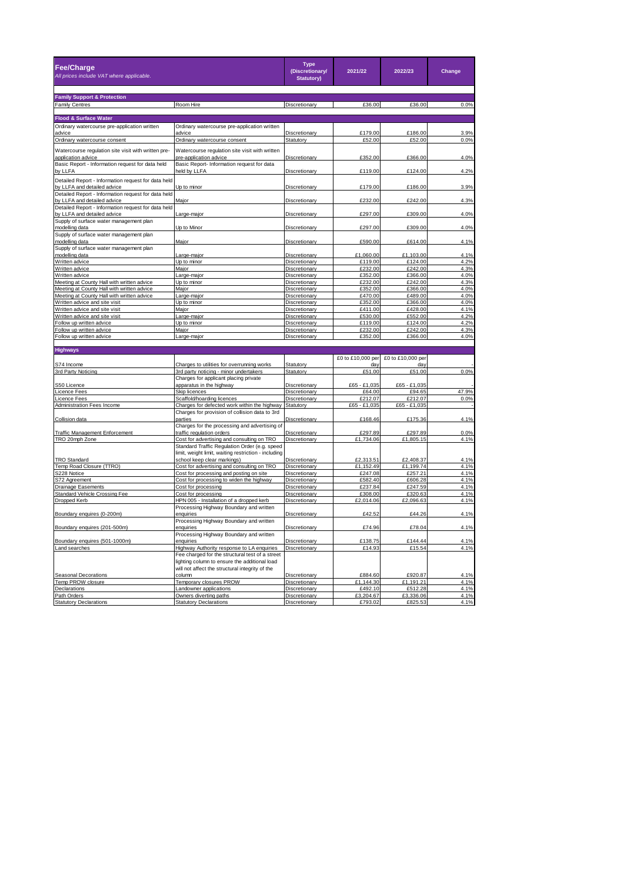| **Fee/Charge**<br>*All prices include VAT where applicable.* | | **Type (Discretionary/ Statutory)** | **2021/22** | **2022/23** | **Change** |
|---|---|---|---|---|---|
| **Family Support & Protection** | | | | | |
| Family Centres | Room Hire | Discretionary | £36.00 | £36.00 | 0.0% |
| **Flood & Surface Water** | | | | | |
| Ordinary watercourse pre-application written advice | Ordinary watercourse pre-application written advice | Discretionary | £179.00 | £186.00 | 3.9% |
| Ordinary watercourse consent | Ordinary watercourse consent | Statutory | £52.00 | £52.00 | 0.0% |
| Watercourse regulation site visit with written pre-application advice | Watercourse regulation site visit with written pre-application advice | Discretionary | £352.00 | £366.00 | 4.0% |
| Basic Report - Information request for data held by LLFA | Basic Report- Information request for data held by LLFA | Discretionary | £119.00 | £124.00 | 4.2% |
| Detailed Report - Information request for data held by LLFA and detailed advice | Up to minor | Discretionary | £179.00 | £186.00 | 3.9% |
| Detailed Report - Information request for data held by LLFA and detailed advice | Major | Discretionary | £232.00 | £242.00 | 4.3% |
| Detailed Report - Information request for data held by LLFA and detailed advice | Large-major | Discretionary | £297.00 | £309.00 | 4.0% |
| Supply of surface water management plan modelling data | Up to Minor | Discretionary | £297.00 | £309.00 | 4.0% |
| Supply of surface water management plan modelling data | Major | Discretionary | £590.00 | £614.00 | 4.1% |
| Supply of surface water management plan modelling data | Large-major | Discretionary | £1,060.00 | £1,103.00 | 4.1% |
| Written advice | Up to minor | Discretionary | £119.00 | £124.00 | 4.2% |
| Written advice | Major | Discretionary | £232.00 | £242.00 | 4.3% |
| Written advice | Large-major | Discretionary | £352.00 | £366.00 | 4.0% |
| Meeting at County Hall with written advice | Up to minor | Discretionary | £232.00 | £242.00 | 4.3% |
| Meeting at County Hall with written advice | Major | Discretionary | £352.00 | £366.00 | 4.0% |
| Meeting at County Hall with written advice | Large-major | Discretionary | £470.00 | £489.00 | 4.0% |
| Written advice and site visit | Up to minor | Discretionary | £352.00 | £366.00 | 4.0% |
| Written advice and site visit | Major | Discretionary | £411.00 | £428.00 | 4.1% |
| Written advice and site visit | Large-major | Discretionary | £530.00 | £552.00 | 4.2% |
| Follow up written advice | Up to minor | Discretionary | £119.00 | £124.00 | 4.2% |
| Follow up written advice | Major | Discretionary | £232.00 | £242.00 | 4.3% |
| Follow up written advice | Large-major | Discretionary | £352.00 | £366.00 | 4.0% |
| **Highways** | | | | | |
| S74 Income | Charges to utilities for overrunning works | Statutory | £0 to £10,000 per day | £0 to £10,000 per day | - |
| 3rd Party Noticing | 3rd party noticing - minor undertakers | Statutory | £51.00 | £51.00 | 0.0% |
| S50 Licence | Charges for applicant placing private apparatus in the highway | Discretionary | £65 - £1,035 | £65 - £1,035 | - |
| Licence Fees | Skip licences | Discretionary | £64.00 | £94.65 | 47.9% |
| Licence Fees | Scaffold/hoarding licences | Discretionary | £212.07 | £212.07 | 0.0% |
| Administration Fees Income | Charges for defected work within the highway | Statutory | £65 - £1,035 | £65 - £1,035 | - |
| Collision data | Charges for provision of collision data to 3rd parties | Discretionary | £168.46 | £175.36 | 4.1% |
| Traffic Management Enforcement | Charges for the processing and advertising of traffic regulation orders | Discretionary | £297.89 | £297.89 | 0.0% |
| TRO 20mph Zone | Cost for advertising and consulting on TRO | Discretionary | £1,734.06 | £1,805.15 | 4.1% |
| TRO Standard | Standard Traffic Regulation Order (e.g. speed limit, weight limit, waiting restriction - including school keep clear markings) | Discretionary | £2,313.51 | £2,408.37 | 4.1% |
| Temp Road Closure (TTRO) | Cost for advertising and consulting on TRO | Discretionary | £1,152.49 | £1,199.74 | 4.1% |
| S228 Notice | Cost for processing and posting on site | Discretionary | £247.08 | £257.21 | 4.1% |
| S72 Agreement | Cost for processing to widen the highway | Discretionary | £582.40 | £606.28 | 4.1% |
| Drainage Easements | Cost for processing | Discretionary | £237.84 | £247.59 | 4.1% |
| Standard Vehicle Crossing Fee | Cost for processing | Discretionary | £308.00 | £320.63 | 4.1% |
| Dropped Kerb | HPN 005 - Installation of a dropped kerb | Discretionary | £2,014.06 | £2,096.63 | 4.1% |
| Boundary enquires (0-200m) | Processing Highway Boundary and written enquiries | Discretionary | £42.52 | £44.26 | 4.1% |
| Boundary enquires (201-500m) | Processing Highway Boundary and written enquiries | Discretionary | £74.96 | £78.04 | 4.1% |
| Boundary enquires (501-1000m) | Processing Highway Boundary and written enquiries | Discretionary | £138.75 | £144.44 | 4.1% |
| Land searches | Highway Authority response to LA enquiries | Discretionary | £14.93 | £15.54 | 4.1% |
| Seasonal Decorations | Fee charged for the structural test of a street lighting column to ensure the additional load will not affect the structural integrity of the column | Discretionary | £884.60 | £920.87 | 4.1% |
| Temp PROW closure | Temporary closures PROW | Discretionary | £1,144.30 | £1,191.21 | 4.1% |
| Declarations | Landowner applications | Discretionary | £492.10 | £512.28 | 4.1% |
| Path Orders | Owners diverting paths | Discretionary | £3,204.67 | £3,336.06 | 4.1% |
| Statutory Declarations | Statutory Declarations | Discretionary | £793.02 | £825.53 | 4.1% |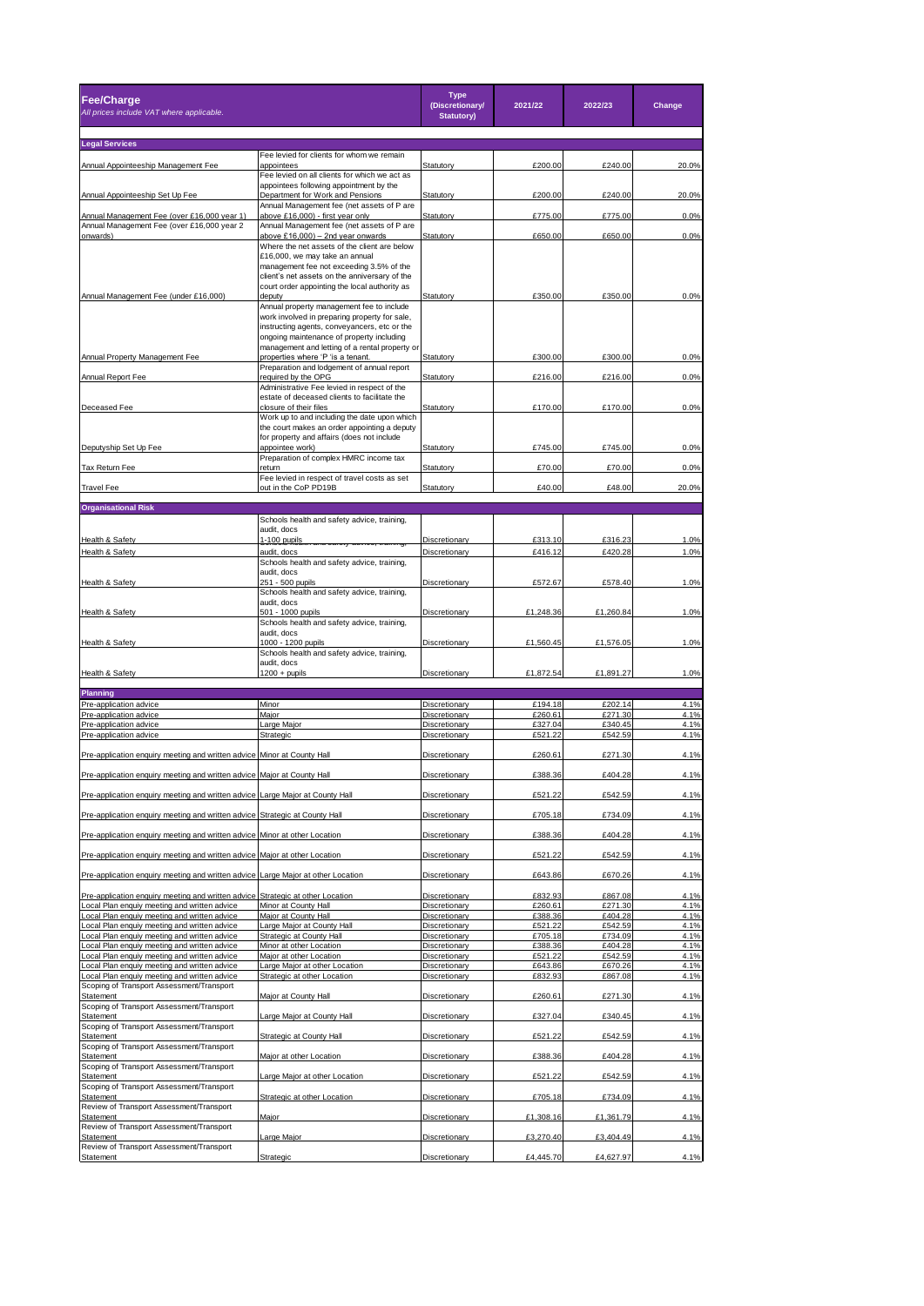| Fee/Charge<br>*All prices include VAT where applicable.* | | Type (Discretionary/ Statutory) | 2021/22 | 2022/23 | Change |
|---|---|---|---|---|---|
| **Legal Services** | | | | | |
| Annual Appointeeship Management Fee | Fee levied for clients for whom we remain appointees | Statutory | £200.00 | £240.00 | 20.0% |
| Annual Appointeeship Set Up Fee | Fee levied on all clients for which we act as appointees following appointment by the Department for Work and Pensions | Statutory | £200.00 | £240.00 | 20.0% |
| Annual Management Fee (over £16,000 year 1) | Annual Management fee (net assets of P are above £16,000) - first year only | Statutory | £775.00 | £775.00 | 0.0% |
| Annual Management Fee (over £16,000 year 2 onwards) | Annual Management fee (net assets of P are above £16,000) – 2nd year onwards | Statutory | £650.00 | £650.00 | 0.0% |
| Annual Management Fee (under £16,000) | Where the net assets of the client are below £16,000, we may take an annual management fee not exceeding 3.5% of the client's net assets on the anniversary of the court order appointing the local authority as deputy | Statutory | £350.00 | £350.00 | 0.0% |
| Annual Property Management Fee | Annual property management fee to include work involved in preparing property for sale, instructing agents, conveyancers, etc or the ongoing maintenance of property including management and letting of a rental property or properties where 'P 'is a tenant. | Statutory | £300.00 | £300.00 | 0.0% |
| Annual Report Fee | Preparation and lodgement of annual report required by the OPG | Statutory | £216.00 | £216.00 | 0.0% |
| Deceased Fee | Administrative Fee levied in respect of the estate of deceased clients to facilitate the closure of their files | Statutory | £170.00 | £170.00 | 0.0% |
| Deputyship Set Up Fee | Work up to and including the date upon which the court makes an order appointing a deputy for property and affairs (does not include appointee work) | Statutory | £745.00 | £745.00 | 0.0% |
| Tax Return Fee | Preparation of complex HMRC income tax return | Statutory | £70.00 | £70.00 | 0.0% |
| Travel Fee | Fee levied in respect of travel costs as set out in the CoP PD19B | Statutory | £40.00 | £48.00 | 20.0% |
| **Organisational Risk** | | | | | |
| Health & Safety | Schools health and safety advice, training, audit, docs 1-100 pupils | Discretionary | £313.10 | £316.23 | 1.0% |
| Health & Safety | Schools health and safety advice, training, audit, docs | Discretionary | £416.12 | £420.28 | 1.0% |
| Health & Safety | Schools health and safety advice, training, audit, docs 251 - 500 pupils | Discretionary | £572.67 | £578.40 | 1.0% |
| Health & Safety | Schools health and safety advice, training, audit, docs 501 - 1000 pupils | Discretionary | £1,248.36 | £1,260.84 | 1.0% |
| Health & Safety | Schools health and safety advice, training, audit, docs 1000 - 1200 pupils | Discretionary | £1,560.45 | £1,576.05 | 1.0% |
| Health & Safety | Schools health and safety advice, training, audit, docs 1200 + pupils | Discretionary | £1,872.54 | £1,891.27 | 1.0% |
| **Planning** | | | | | |
| Pre-application advice | Minor | Discretionary | £194.18 | £202.14 | 4.1% |
| Pre-application advice | Major | Discretionary | £260.61 | £271.30 | 4.1% |
| Pre-application advice | Large Major | Discretionary | £327.04 | £340.45 | 4.1% |
| Pre-application advice | Strategic | Discretionary | £521.22 | £542.59 | 4.1% |
| Pre-application enquiry meeting and written advice | Minor at County Hall | Discretionary | £260.61 | £271.30 | 4.1% |
| Pre-application enquiry meeting and written advice | Major at County Hall | Discretionary | £388.36 | £404.28 | 4.1% |
| Pre-application enquiry meeting and written advice | Large Major at County Hall | Discretionary | £521.22 | £542.59 | 4.1% |
| Pre-application enquiry meeting and written advice | Strategic at County Hall | Discretionary | £705.18 | £734.09 | 4.1% |
| Pre-application enquiry meeting and written advice | Minor at other Location | Discretionary | £388.36 | £404.28 | 4.1% |
| Pre-application enquiry meeting and written advice | Major at other Location | Discretionary | £521.22 | £542.59 | 4.1% |
| Pre-application enquiry meeting and written advice | Large Major at other Location | Discretionary | £643.86 | £670.26 | 4.1% |
| Pre-application enquiry meeting and written advice | Strategic at other Location | Discretionary | £832.93 | £867.08 | 4.1% |
| Local Plan enquiy meeting and written advice | Minor at County Hall | Discretionary | £260.61 | £271.30 | 4.1% |
| Local Plan enquiy meeting and written advice | Major at County Hall | Discretionary | £388.36 | £404.28 | 4.1% |
| Local Plan enquiy meeting and written advice | Large Major at County Hall | Discretionary | £521.22 | £542.59 | 4.1% |
| Local Plan enquiy meeting and written advice | Strategic at County Hall | Discretionary | £705.18 | £734.09 | 4.1% |
| Local Plan enquiy meeting and written advice | Minor at other Location | Discretionary | £388.36 | £404.28 | 4.1% |
| Local Plan enquiy meeting and written advice | Major at other Location | Discretionary | £521.22 | £542.59 | 4.1% |
| Local Plan enquiy meeting and written advice | Large Major at other Location | Discretionary | £643.86 | £670.26 | 4.1% |
| Local Plan enquiy meeting and written advice | Strategic at other Location | Discretionary | £832.93 | £867.08 | 4.1% |
| Scoping of Transport Assessment/Transport Statement | Major at County Hall | Discretionary | £260.61 | £271.30 | 4.1% |
| Scoping of Transport Assessment/Transport Statement | Large Major at County Hall | Discretionary | £327.04 | £340.45 | 4.1% |
| Scoping of Transport Assessment/Transport Statement | Strategic at County Hall | Discretionary | £521.22 | £542.59 | 4.1% |
| Scoping of Transport Assessment/Transport Statement | Major at other Location | Discretionary | £388.36 | £404.28 | 4.1% |
| Scoping of Transport Assessment/Transport Statement | Large Major at other Location | Discretionary | £521.22 | £542.59 | 4.1% |
| Scoping of Transport Assessment/Transport Statement | Strategic at other Location | Discretionary | £705.18 | £734.09 | 4.1% |
| Review of Transport Assessment/Transport Statement | Major | Discretionary | £1,308.16 | £1,361.79 | 4.1% |
| Review of Transport Assessment/Transport Statement | Large Major | Discretionary | £3,270.40 | £3,404.49 | 4.1% |
| Review of Transport Assessment/Transport Statement | Strategic | Discretionary | £4,445.70 | £4,627.97 | 4.1% |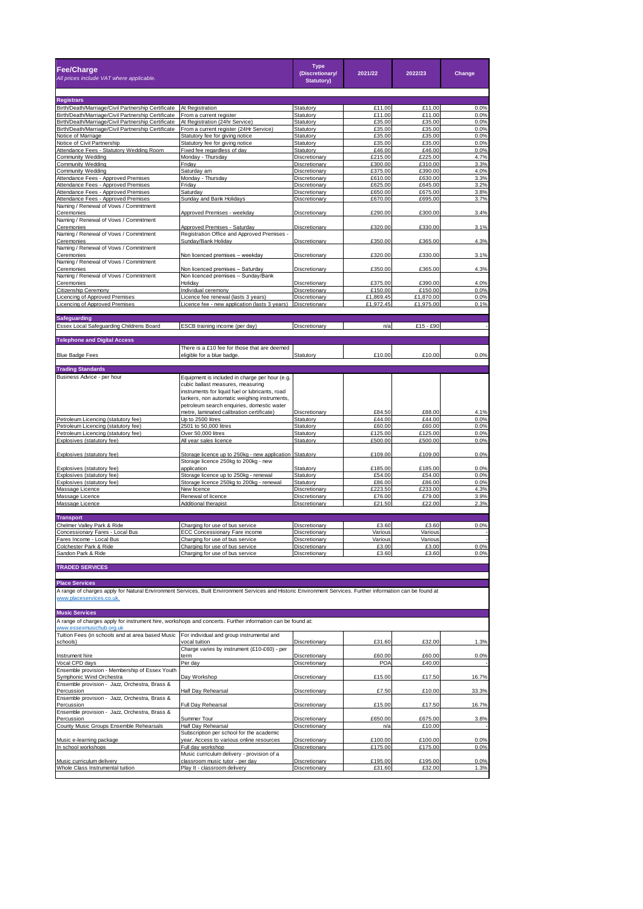| **Fee/Charge** *All prices include VAT where applicable.* | | **Type (Discretionary/ Statutory)** | **2021/22** | **2022/23** | **Change** |
|---|---|---|---|---|---|
| **Registrars** | | | | | |
| Birth/Death/Marriage/Civil Partnership Certificate | At Registration | Statutory | £11.00 | £11.00 | 0.0% |
| Birth/Death/Marriage/Civil Partnership Certificate | From a current register | Statutory | £11.00 | £11.00 | 0.0% |
| Birth/Death/Marriage/Civil Partnership Certificate | At Registration (24hr Service) | Statutory | £35.00 | £35.00 | 0.0% |
| Birth/Death/Marriage/Civil Partnership Certificate | From a current register (24Hr Service) | Statutory | £35.00 | £35.00 | 0.0% |
| Notice of Marriage | Statutory fee for giving notice | Statutory | £35.00 | £35.00 | 0.0% |
| Notice of Civil Partnership | Statutory fee for giving notice | Statutory | £35.00 | £35.00 | 0.0% |
| Attendance Fees - Statutory Wedding Room | Fixed fee regardless of day | Statutory | £46.00 | £46.00 | 0.0% |
| Community Wedding | Monday - Thursday | Discretionary | £215.00 | £225.00 | 4.7% |
| Community Wedding | Friday | Discretionary | £300.00 | £310.00 | 3.3% |
| Community Wedding | Saturday am | Discretionary | £375.00 | £390.00 | 4.0% |
| Attendance Fees - Approved Premises | Monday - Thursday | Discretionary | £610.00 | £630.00 | 3.3% |
| Attendance Fees - Approved Premises | Friday | Discretionary | £625.00 | £645.00 | 3.2% |
| Attendance Fees - Approved Premises | Saturday | Discretionary | £650.00 | £675.00 | 3.8% |
| Attendance Fees - Approved Premises | Sunday and Bank Holidays | Discretionary | £670.00 | £695.00 | 3.7% |
| Naming / Renewal of Vows / Commitment Ceremonies | Approved Premises - weekday | Discretionary | £290.00 | £300.00 | 3.4% |
| Naming / Renewal of Vows / Commitment Ceremonies | Approved Premises - Saturday | Discretionary | £320.00 | £330.00 | 3.1% |
| Naming / Renewal of Vows / Commitment Ceremonies | Registration Office and Approved Premises - Sunday/Bank Holiday | Discretionary | £350.00 | £365.00 | 4.3% |
| Naming / Renewal of Vows / Commitment Ceremonies | Non licenced premises – weekday | Discretionary | £320.00 | £330.00 | 3.1% |
| Naming / Renewal of Vows / Commitment Ceremonies | Non licenced premises – Saturday | Discretionary | £350.00 | £365.00 | 4.3% |
| Naming / Renewal of Vows / Commitment Ceremonies | Non licenced premises – Sunday/Bank Holiday | Discretionary | £375.00 | £390.00 | 4.0% |
| Citizenship Ceremony | Individual ceremony | Discretionary | £150.00 | £150.00 | 0.0% |
| Licencing of Approved Premises | Licence fee renewal (lasts 3 years) | Discretionary | £1,869.45 | £1,870.00 | 0.0% |
| Licencing of Approved Premises | Licence fee - new application (lasts 3 years) | Discretionary | £1,972.45 | £1,975.00 | 0.1% |
| **Safeguarding** | | | | | |
| Essex Local Safeguarding Childrens Board | ESCB training income (per day) | Discretionary | n/a | £15 - £90 | - |
| **Telephone and Digital Access** | | | | | |
| Blue Badge Fees | There is a £10 fee for those that are deemed eligible for a blue badge. | Statutory | £10.00 | £10.00 | 0.0% |
| **Trading Standards** | | | | | |
| Business Advice - per hour | Equipment is included in charge per hour (e.g. cubic ballast measures, measuring instruments for liquid fuel or lubricants, road tankers, non automatic weighing instruments, petroleum search enquiries, domestic water metre, laminated calibration certificate) | Discretionary | £84.50 | £88.00 | 4.1% |
| Petroleum Licencing (statutory fee) | Up to 2500 litres | Statutory | £44.00 | £44.00 | 0.0% |
| Petroleum Licencing (statutory fee) | 2501 to 50,000 litres | Statutory | £60.00 | £60.00 | 0.0% |
| Petroleum Licencing (statutory fee) | Over 50,000 litres | Statutory | £125.00 | £125.00 | 0.0% |
| Explosives (statutory fee) | All year sales licence | Statutory | £500.00 | £500.00 | 0.0% |
| Explosives (statutory fee) | Storage licence up to 250kg - new application | Statutory | £109.00 | £109.00 | 0.0% |
| Explosives (statutory fee) | Storage licence 250kg to 200kg - new application | Statutory | £185.00 | £185.00 | 0.0% |
| Explosives (statutory fee) | Storage licence up to 250kg - renewal | Statutory | £54.00 | £54.00 | 0.0% |
| Explosives (statutory fee) | Storage licence 250kg to 200kg - renewal | Statutory | £86.00 | £86.00 | 0.0% |
| Massage Licence | New licence | Discretionary | £223.50 | £233.00 | 4.3% |
| Massage Licence | Renewal of licence | Discretionary | £76.00 | £79.00 | 3.9% |
| Massage Licence | Additional therapist | Discretionary | £21.50 | £22.00 | 2.3% |
| **Transport** | | | | | |
| Chelmer Valley Park & Ride | Charging for use of bus service | Discretionary | £3.60 | £3.60 | 0.0% |
| Concessionary Fares - Local Bus | ECC Concessionary Fare income | Discretionary | Various | Various | - |
| Fares Income - Local Bus | Charging for use of bus service | Discretionary | Various | Various | - |
| Colchester Park & Ride | Charging for use of bus service | Discretionary | £3.00 | £3.00 | 0.0% |
| Sandon Park & Ride | Charging for use of bus service | Discretionary | £3.60 | £3.60 | 0.0% |
| **TRADED SERVICES** | | | | | |
| **Place Services** | | | | | |
| A range of charges apply for Natural Environment Services, Built Environment Services and Historic Environment Services. Further information can be found at www.placeservices.co.uk. | | | | | |
| **Music Services** | | | | | |
| A range of charges apply for instrument hire, workshops and concerts. Further information can be found at: www.essexmusichub.org.uk | | | | | |
| Tuition Fees (in schools and at area based Music schools) | For individual and group instrumental and vocal tuition | Discretionary | £31.60 | £32.00 | 1.3% |
| Instrument hire | Charge varies by instrument (£10-£60) - per term | Discretionary | £60.00 | £60.00 | 0.0% |
| Vocal CPD days | Per day | Discretionary | POA | £40.00 | - |
| Ensemble provision - Membership of Essex Youth Symphonic Wind Orchestra | Day Workshop | Discretionary | £15.00 | £17.50 | 16.7% |
| Ensemble provision - Jazz, Orchestra, Brass & Percussion | Half Day Rehearsal | Discretionary | £7.50 | £10.00 | 33.3% |
| Ensemble provision - Jazz, Orchestra, Brass & Percussion | Full Day Rehearsal | Discretionary | £15.00 | £17.50 | 16.7% |
| Ensemble provision - Jazz, Orchestra, Brass & Percussion | Summer Tour | Discretionary | £650.00 | £675.00 | 3.8% |
| County Music Groups Ensemble Rehearsals | Half Day Rehearsal | Discretionary | n/a | £10.00 | - |
| Music e-learning package | Subscription per school for the academic year. Access to various online resources | Discretionary | £100.00 | £100.00 | 0.0% |
| In school workshops | Full day workshop | Discretionary | £175.00 | £175.00 | 0.0% |
| Music curriculum delivery | Music curriculum delivery - provision of a classroom music tutor - per day | Discretionary | £195.00 | £195.00 | 0.0% |
| Whole Class Instrumental tuition | Play It - classroom delivery | Discretionary | £31.60 | £32.00 | 1.3% |